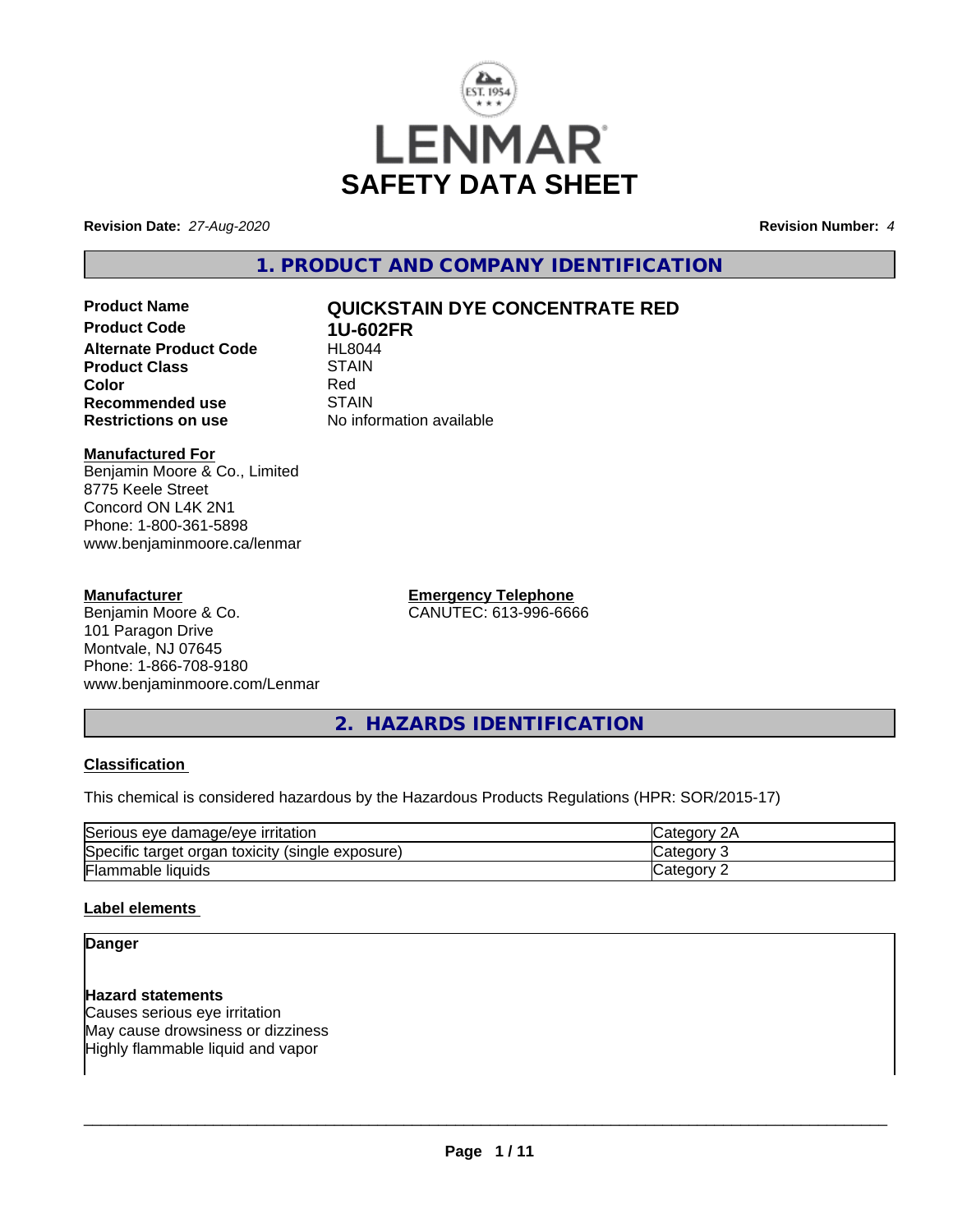# LENMAR SAFETY DATA SHEET

**Revision Date:** *27-Aug-2020* **Revision Number:** *4*

## 1. PRODUCT AND COMPANY IDENTIFICATION

| | |
|---|---|
| **Product Name** | **QUICKSTAIN DYE CONCENTRATE RED** |
| **Product Code** | **1U-602FR** |
| **Alternate Product Code** | HL8044 |
| **Product Class** | STAIN |
| **Color** | Red |
| **Recommended use** | STAIN |
| **Restrictions on use** | No information available |

**Manufactured For**
Benjamin Moore & Co., Limited
8775 Keele Street
Concord ON L4K 2N1
Phone: 1-800-361-5898
www.benjaminmoore.ca/lenmar

**Manufacturer**
Benjamin Moore & Co.
101 Paragon Drive
Montvale, NJ 07645
Phone: 1-866-708-9180
www.benjaminmoore.com/Lenmar

**Emergency Telephone**
CANUTEC: 613-996-6666

## 2. HAZARDS IDENTIFICATION

**Classification**

This chemical is considered hazardous by the Hazardous Products Regulations (HPR: SOR/2015-17)

| | |
|---|---|
| Serious eye damage/eye irritation | Category 2A |
| Specific target organ toxicity (single exposure) | Category 3 |
| Flammable liquids | Category 2 |

**Label elements**

**Danger**

**Hazard statements**
Causes serious eye irritation
May cause drowsiness or dizziness
Highly flammable liquid and vapor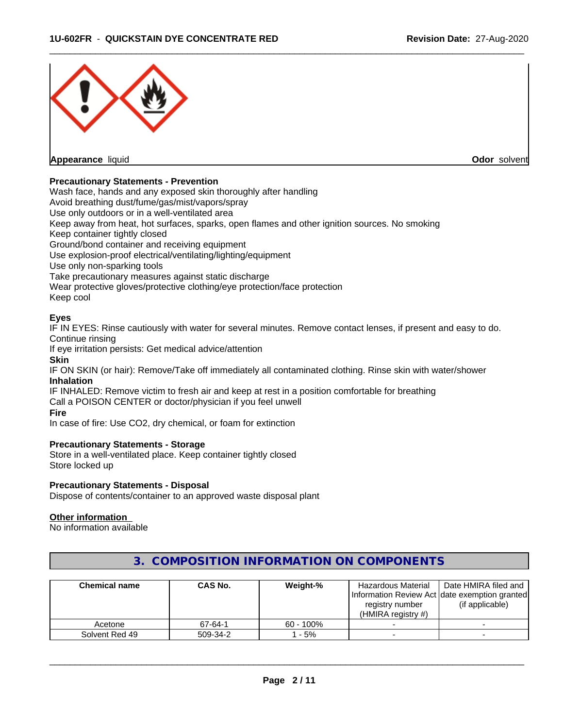**Appearance** liquid **Odor** solvent

**Precautionary Statements - Prevention**

Wash face, hands and any exposed skin thoroughly after handling
Avoid breathing dust/fume/gas/mist/vapors/spray
Use only outdoors or in a well-ventilated area
Keep away from heat, hot surfaces, sparks, open flames and other ignition sources. No smoking
Keep container tightly closed
Ground/bond container and receiving equipment
Use explosion-proof electrical/ventilating/lighting/equipment
Use only non-sparking tools
Take precautionary measures against static discharge
Wear protective gloves/protective clothing/eye protection/face protection
Keep cool

**Eyes**

IF IN EYES: Rinse cautiously with water for several minutes. Remove contact lenses, if present and easy to do. Continue rinsing
If eye irritation persists: Get medical advice/attention

**Skin**

IF ON SKIN (or hair): Remove/Take off immediately all contaminated clothing. Rinse skin with water/shower

**Inhalation**

IF INHALED: Remove victim to fresh air and keep at rest in a position comfortable for breathing
Call a POISON CENTER or doctor/physician if you feel unwell

**Fire**

In case of fire: Use CO2, dry chemical, or foam for extinction

**Precautionary Statements - Storage**

Store in a well-ventilated place. Keep container tightly closed
Store locked up

**Precautionary Statements - Disposal**

Dispose of contents/container to an approved waste disposal plant

**Other information**

No information available

## 3. COMPOSITION INFORMATION ON COMPONENTS

| Chemical name | CAS No. | Weight-% | Hazardous Material Information Review Act registry number (HMIRA registry #) | Date HMIRA filed and date exemption granted (if applicable) |
|---|---|---|---|---|
| Acetone | 67-64-1 | 60 - 100% | - | - |
| Solvent Red 49 | 509-34-2 | 1 - 5% | - | - |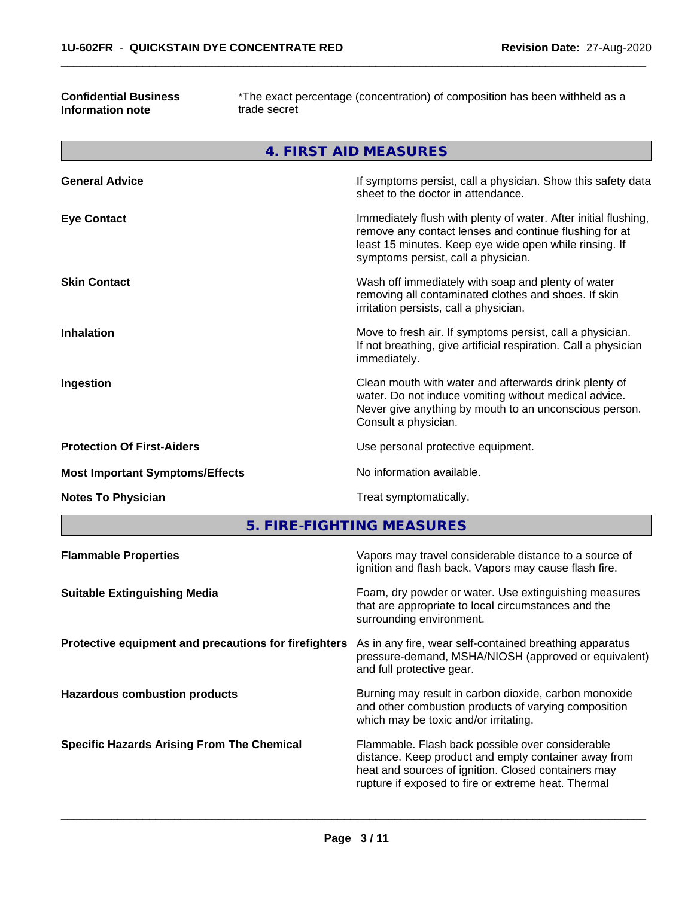| | |
|---|---|
| **Confidential Business Information note** | *The exact percentage (concentration) of composition has been withheld as a trade secret |

## 4. FIRST AID MEASURES

| | |
|---|---|
| **General Advice** | If symptoms persist, call a physician. Show this safety data sheet to the doctor in attendance. |
| **Eye Contact** | Immediately flush with plenty of water. After initial flushing, remove any contact lenses and continue flushing for at least 15 minutes. Keep eye wide open while rinsing. If symptoms persist, call a physician. |
| **Skin Contact** | Wash off immediately with soap and plenty of water removing all contaminated clothes and shoes. If skin irritation persists, call a physician. |
| **Inhalation** | Move to fresh air. If symptoms persist, call a physician. If not breathing, give artificial respiration. Call a physician immediately. |
| **Ingestion** | Clean mouth with water and afterwards drink plenty of water. Do not induce vomiting without medical advice. Never give anything by mouth to an unconscious person. Consult a physician. |
| **Protection Of First-Aiders** | Use personal protective equipment. |
| **Most Important Symptoms/Effects** | No information available. |
| **Notes To Physician** | Treat symptomatically. |

## 5. FIRE-FIGHTING MEASURES

| | |
|---|---|
| **Flammable Properties** | Vapors may travel considerable distance to a source of ignition and flash back. Vapors may cause flash fire. |
| **Suitable Extinguishing Media** | Foam, dry powder or water. Use extinguishing measures that are appropriate to local circumstances and the surrounding environment. |
| **Protective equipment and precautions for firefighters** | As in any fire, wear self-contained breathing apparatus pressure-demand, MSHA/NIOSH (approved or equivalent) and full protective gear. |
| **Hazardous combustion products** | Burning may result in carbon dioxide, carbon monoxide and other combustion products of varying composition which may be toxic and/or irritating. |
| **Specific Hazards Arising From The Chemical** | Flammable. Flash back possible over considerable distance. Keep product and empty container away from heat and sources of ignition. Closed containers may rupture if exposed to fire or extreme heat. Thermal |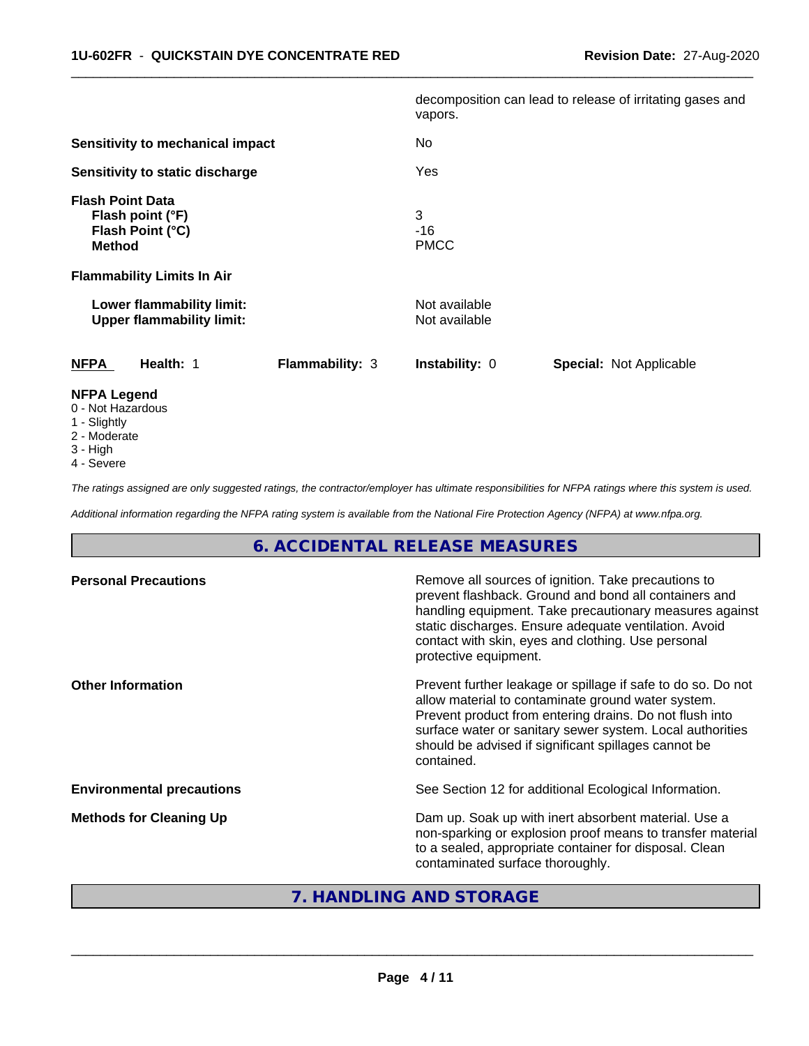decomposition can lead to release of irritating gases and vapors.

**Sensitivity to mechanical impact** No

**Sensitivity to static discharge** Yes

**Flash Point Data**
**Flash point (°F)** 3
**Flash Point (°C)** -16
**Method** PMCC

**Flammability Limits In Air**

**Lower flammability limit:** Not available
**Upper flammability limit:** Not available

| NFPA | Health: 1 | Flammability: 3 | Instability: 0 | Special: Not Applicable |
|---|---|---|---|---|

**NFPA Legend**
0 - Not Hazardous
1 - Slightly
2 - Moderate
3 - High
4 - Severe

*The ratings assigned are only suggested ratings, the contractor/employer has ultimate responsibilities for NFPA ratings where this system is used.*

*Additional information regarding the NFPA rating system is available from the National Fire Protection Agency (NFPA) at www.nfpa.org.*

## 6. ACCIDENTAL RELEASE MEASURES

**Personal Precautions** Remove all sources of ignition. Take precautions to prevent flashback. Ground and bond all containers and handling equipment. Take precautionary measures against static discharges. Ensure adequate ventilation. Avoid contact with skin, eyes and clothing. Use personal protective equipment.

**Other Information** Prevent further leakage or spillage if safe to do so. Do not allow material to contaminate ground water system. Prevent product from entering drains. Do not flush into surface water or sanitary sewer system. Local authorities should be advised if significant spillages cannot be contained.

**Environmental precautions** See Section 12 for additional Ecological Information.

**Methods for Cleaning Up** Dam up. Soak up with inert absorbent material. Use a non-sparking or explosion proof means to transfer material to a sealed, appropriate container for disposal. Clean contaminated surface thoroughly.

## 7. HANDLING AND STORAGE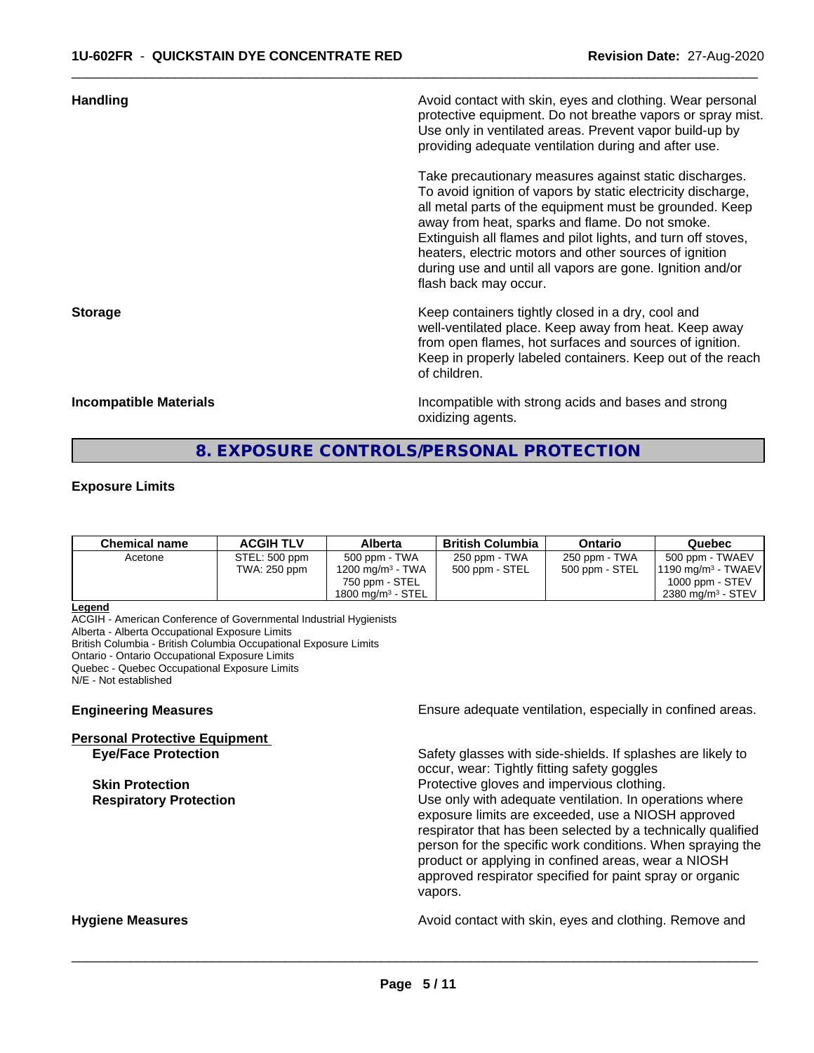**Handling**

Avoid contact with skin, eyes and clothing. Wear personal protective equipment. Do not breathe vapors or spray mist. Use only in ventilated areas. Prevent vapor build-up by providing adequate ventilation during and after use.

Take precautionary measures against static discharges. To avoid ignition of vapors by static electricity discharge, all metal parts of the equipment must be grounded. Keep away from heat, sparks and flame. Do not smoke. Extinguish all flames and pilot lights, and turn off stoves, heaters, electric motors and other sources of ignition during use and until all vapors are gone. Ignition and/or flash back may occur.

**Storage**

Keep containers tightly closed in a dry, cool and well-ventilated place. Keep away from heat. Keep away from open flames, hot surfaces and sources of ignition. Keep in properly labeled containers. Keep out of the reach of children.

**Incompatible Materials**

Incompatible with strong acids and bases and strong oxidizing agents.

## 8. EXPOSURE CONTROLS/PERSONAL PROTECTION

**Exposure Limits**

| Chemical name | ACGIH TLV | Alberta | British Columbia | Ontario | Quebec |
|---|---|---|---|---|---|
| Acetone | STEL: 500 ppm<br>TWA: 250 ppm | 500 ppm - TWA<br>1200 mg/m³ - TWA<br>750 ppm - STEL<br>1800 mg/m³ - STEL | 250 ppm - TWA<br>500 ppm - STEL | 250 ppm - TWA<br>500 ppm - STEL | 500 ppm - TWAEV<br>1190 mg/m³ - TWAEV<br>1000 ppm - STEV<br>2380 mg/m³ - STEV |

**Legend**
ACGIH - American Conference of Governmental Industrial Hygienists
Alberta - Alberta Occupational Exposure Limits
British Columbia - British Columbia Occupational Exposure Limits
Ontario - Ontario Occupational Exposure Limits
Quebec - Quebec Occupational Exposure Limits
N/E - Not established

**Engineering Measures**

Ensure adequate ventilation, especially in confined areas.

**Personal Protective Equipment**

**Eye/Face Protection**

Safety glasses with side-shields. If splashes are likely to occur, wear: Tightly fitting safety goggles

**Skin Protection**

Protective gloves and impervious clothing.

**Respiratory Protection**

Use only with adequate ventilation. In operations where exposure limits are exceeded, use a NIOSH approved respirator that has been selected by a technically qualified person for the specific work conditions. When spraying the product or applying in confined areas, wear a NIOSH approved respirator specified for paint spray or organic vapors.

**Hygiene Measures**

Avoid contact with skin, eyes and clothing. Remove and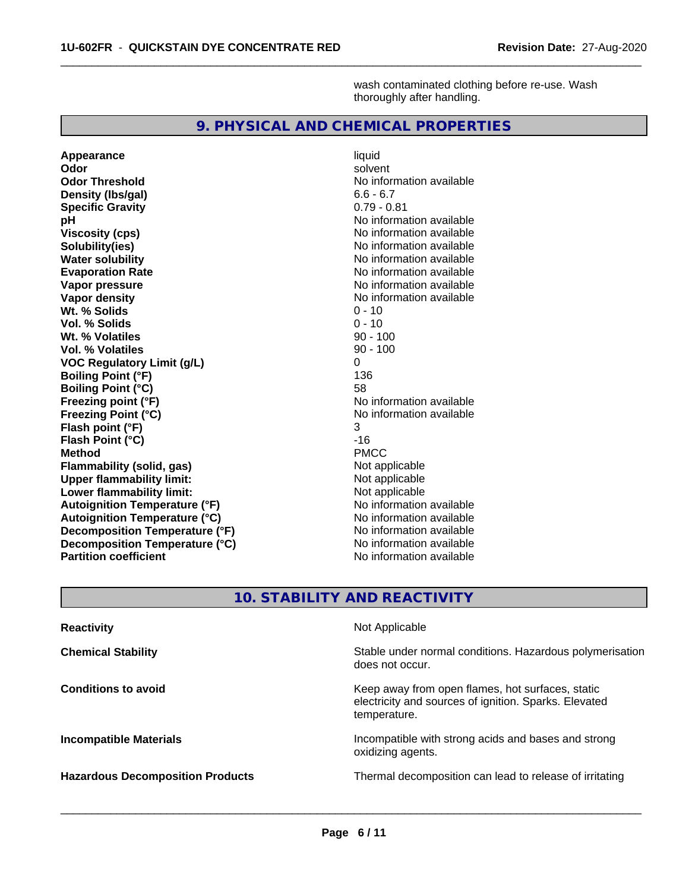wash contaminated clothing before re-use. Wash thoroughly after handling.

## 9. PHYSICAL AND CHEMICAL PROPERTIES

| | |
|---|---|
| **Appearance** | liquid |
| **Odor** | solvent |
| **Odor Threshold** | No information available |
| **Density (lbs/gal)** | 6.6 - 6.7 |
| **Specific Gravity** | 0.79 - 0.81 |
| **pH** | No information available |
| **Viscosity (cps)** | No information available |
| **Solubility(ies)** | No information available |
| **Water solubility** | No information available |
| **Evaporation Rate** | No information available |
| **Vapor pressure** | No information available |
| **Vapor density** | No information available |
| **Wt. % Solids** | 0 - 10 |
| **Vol. % Solids** | 0 - 10 |
| **Wt. % Volatiles** | 90 - 100 |
| **Vol. % Volatiles** | 90 - 100 |
| **VOC Regulatory Limit (g/L)** | 0 |
| **Boiling Point (°F)** | 136 |
| **Boiling Point (°C)** | 58 |
| **Freezing point (°F)** | No information available |
| **Freezing Point (°C)** | No information available |
| **Flash point (°F)** | 3 |
| **Flash Point (°C)** | -16 |
| **Method** | PMCC |
| **Flammability (solid, gas)** | Not applicable |
| **Upper flammability limit:** | Not applicable |
| **Lower flammability limit:** | Not applicable |
| **Autoignition Temperature (°F)** | No information available |
| **Autoignition Temperature (°C)** | No information available |
| **Decomposition Temperature (°F)** | No information available |
| **Decomposition Temperature (°C)** | No information available |
| **Partition coefficient** | No information available |

## 10. STABILITY AND REACTIVITY

| | |
|---|---|
| **Reactivity** | Not Applicable |
| **Chemical Stability** | Stable under normal conditions. Hazardous polymerisation does not occur. |
| **Conditions to avoid** | Keep away from open flames, hot surfaces, static electricity and sources of ignition. Sparks. Elevated temperature. |
| **Incompatible Materials** | Incompatible with strong acids and bases and strong oxidizing agents. |
| **Hazardous Decomposition Products** | Thermal decomposition can lead to release of irritating |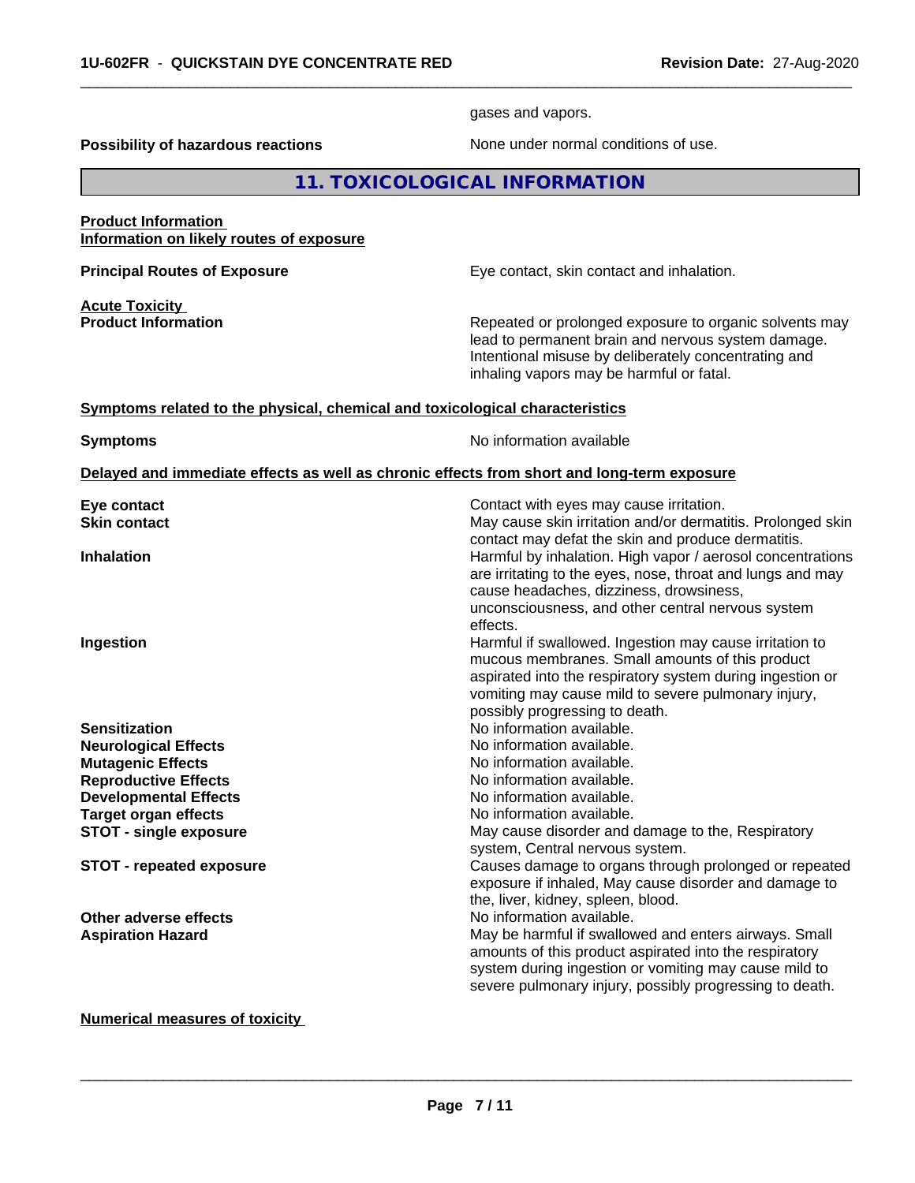gases and vapors.

| | |
|---|---|
| **Possibility of hazardous reactions** | None under normal conditions of use. |

## 11. TOXICOLOGICAL INFORMATION

**Product Information**
**Information on likely routes of exposure**

| | |
|---|---|
| **Principal Routes of Exposure** | Eye contact, skin contact and inhalation. |

**Acute Toxicity**

| | |
|---|---|
| **Product Information** | Repeated or prolonged exposure to organic solvents may lead to permanent brain and nervous system damage. Intentional misuse by deliberately concentrating and inhaling vapors may be harmful or fatal. |

**Symptoms related to the physical, chemical and toxicological characteristics**

| | |
|---|---|
| **Symptoms** | No information available |

**Delayed and immediate effects as well as chronic effects from short and long-term exposure**

| | |
|---|---|
| **Eye contact** | Contact with eyes may cause irritation. |
| **Skin contact** | May cause skin irritation and/or dermatitis. Prolonged skin contact may defat the skin and produce dermatitis. |
| **Inhalation** | Harmful by inhalation. High vapor / aerosol concentrations are irritating to the eyes, nose, throat and lungs and may cause headaches, dizziness, drowsiness, unconsciousness, and other central nervous system effects. |
| **Ingestion** | Harmful if swallowed. Ingestion may cause irritation to mucous membranes. Small amounts of this product aspirated into the respiratory system during ingestion or vomiting may cause mild to severe pulmonary injury, possibly progressing to death. |
| **Sensitization** | No information available. |
| **Neurological Effects** | No information available. |
| **Mutagenic Effects** | No information available. |
| **Reproductive Effects** | No information available. |
| **Developmental Effects** | No information available. |
| **Target organ effects** | No information available. |
| **STOT - single exposure** | May cause disorder and damage to the, Respiratory system, Central nervous system. |
| **STOT - repeated exposure** | Causes damage to organs through prolonged or repeated exposure if inhaled, May cause disorder and damage to the, liver, kidney, spleen, blood. |
| **Other adverse effects** | No information available. |
| **Aspiration Hazard** | May be harmful if swallowed and enters airways. Small amounts of this product aspirated into the respiratory system during ingestion or vomiting may cause mild to severe pulmonary injury, possibly progressing to death. |

**Numerical measures of toxicity**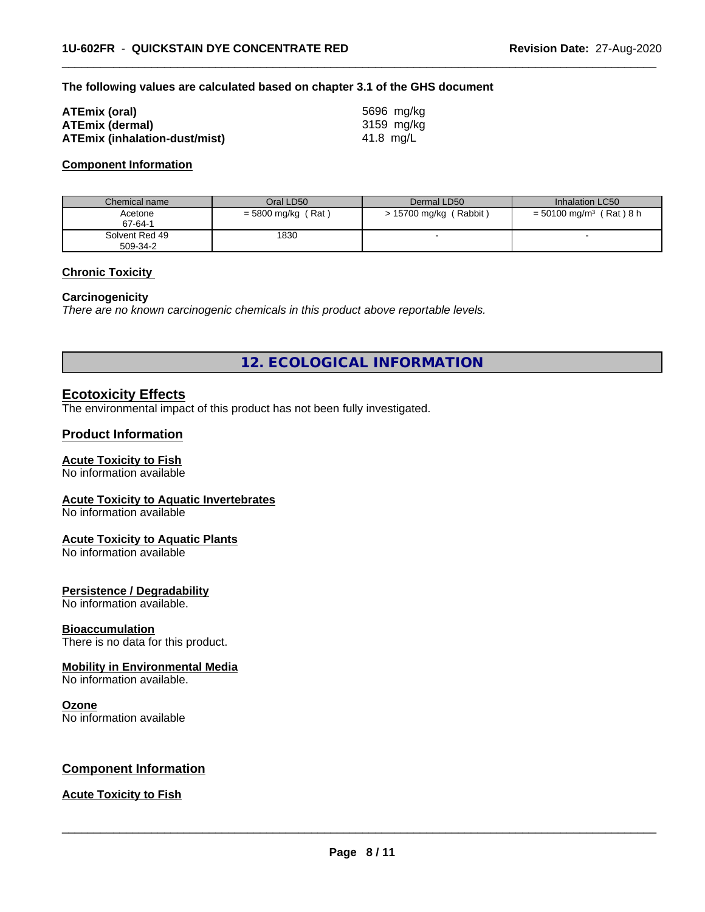**The following values are calculated based on chapter 3.1 of the GHS document**

| | |
|---|---|
| **ATEmix (oral)** | 5696 mg/kg |
| **ATEmix (dermal)** | 3159 mg/kg |
| **ATEmix (inhalation-dust/mist)** | 41.8 mg/L |

**Component Information**

| Chemical name | Oral LD50 | Dermal LD50 | Inhalation LC50 |
|---|---|---|---|
| Acetone<br>67-64-1 | = 5800 mg/kg ( Rat ) | > 15700 mg/kg ( Rabbit ) | = 50100 mg/m³ ( Rat ) 8 h |
| Solvent Red 49<br>509-34-2 | 1830 | - | - |

**Chronic Toxicity**

**Carcinogenicity**

*There are no known carcinogenic chemicals in this product above reportable levels.*

## 12. ECOLOGICAL INFORMATION

### Ecotoxicity Effects

The environmental impact of this product has not been fully investigated.

### Product Information

**Acute Toxicity to Fish**

No information available

**Acute Toxicity to Aquatic Invertebrates**

No information available

**Acute Toxicity to Aquatic Plants**

No information available

**Persistence / Degradability**

No information available.

**Bioaccumulation**

There is no data for this product.

**Mobility in Environmental Media**

No information available.

**Ozone**

No information available

### Component Information

**Acute Toxicity to Fish**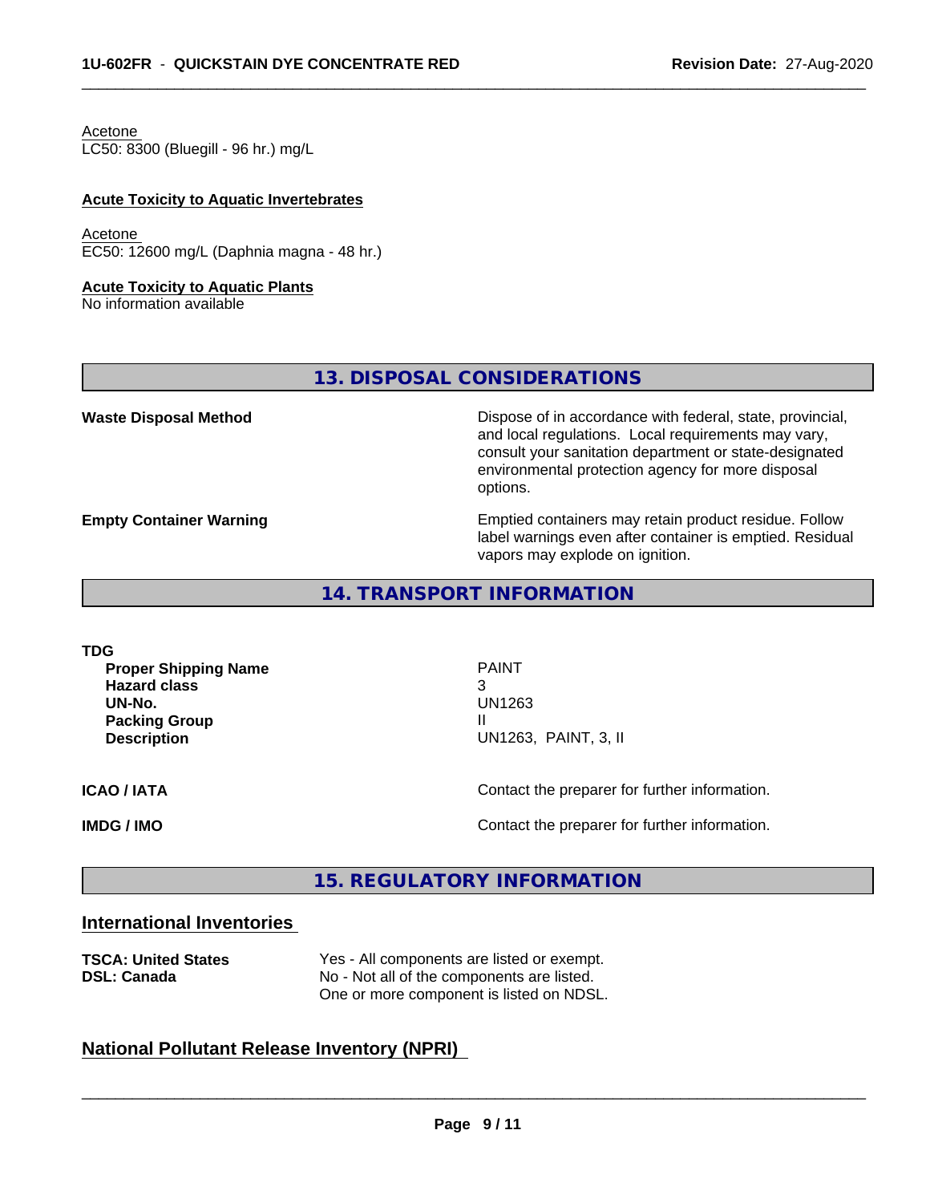Acetone
LC50: 8300 (Bluegill - 96 hr.) mg/L

**Acute Toxicity to Aquatic Invertebrates**

Acetone
EC50: 12600 mg/L (Daphnia magna - 48 hr.)

**Acute Toxicity to Aquatic Plants**
No information available

## 13. DISPOSAL CONSIDERATIONS

| | |
|---|---|
| **Waste Disposal Method** | Dispose of in accordance with federal, state, provincial, and local regulations. Local requirements may vary, consult your sanitation department or state-designated environmental protection agency for more disposal options. |
| **Empty Container Warning** | Emptied containers may retain product residue. Follow label warnings even after container is emptied. Residual vapors may explode on ignition. |

## 14. TRANSPORT INFORMATION

**TDG**

| | |
|---|---|
| **Proper Shipping Name** | PAINT |
| **Hazard class** | 3 |
| **UN-No.** | UN1263 |
| **Packing Group** | II |
| **Description** | UN1263, PAINT, 3, II |

| | |
|---|---|
| **ICAO / IATA** | Contact the preparer for further information. |
| **IMDG / IMO** | Contact the preparer for further information. |

## 15. REGULATORY INFORMATION

### International Inventories

| | |
|---|---|
| **TSCA: United States** | Yes - All components are listed or exempt. |
| **DSL: Canada** | No - Not all of the components are listed. One or more component is listed on NDSL. |

### National Pollutant Release Inventory (NPRI)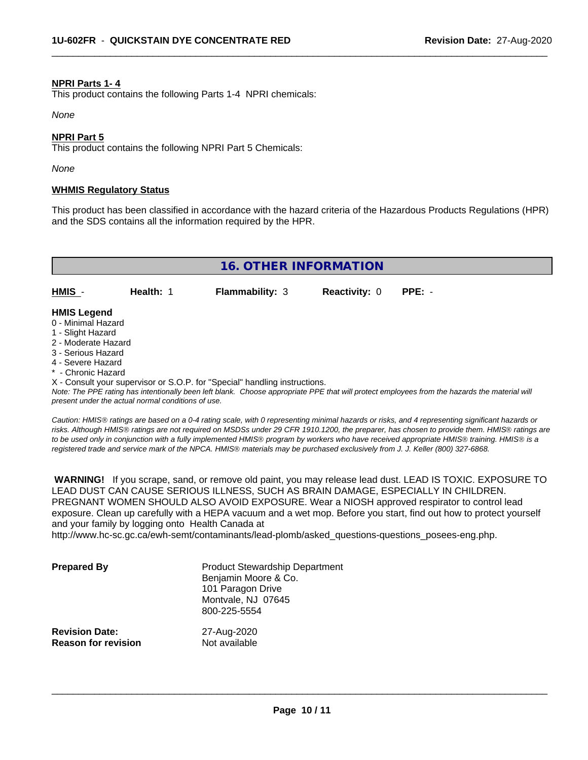**NPRI Parts 1- 4**

This product contains the following Parts 1-4 NPRI chemicals:

*None*

**NPRI Part 5**

This product contains the following NPRI Part 5 Chemicals:

*None*

**WHMIS Regulatory Status**

This product has been classified in accordance with the hazard criteria of the Hazardous Products Regulations (HPR) and the SDS contains all the information required by the HPR.

## 16. OTHER INFORMATION

| HMIS - | Health: 1 | Flammability: 3 | Reactivity: 0 | PPE: - |
|---|---|---|---|---|

**HMIS Legend**

0 - Minimal Hazard
1 - Slight Hazard
2 - Moderate Hazard
3 - Serious Hazard
4 - Severe Hazard
* - Chronic Hazard
X - Consult your supervisor or S.O.P. for "Special" handling instructions.

*Note: The PPE rating has intentionally been left blank. Choose appropriate PPE that will protect employees from the hazards the material will present under the actual normal conditions of use.*

*Caution: HMIS® ratings are based on a 0-4 rating scale, with 0 representing minimal hazards or risks, and 4 representing significant hazards or risks. Although HMIS® ratings are not required on MSDSs under 29 CFR 1910.1200, the preparer, has chosen to provide them. HMIS® ratings are to be used only in conjunction with a fully implemented HMIS® program by workers who have received appropriate HMIS® training. HMIS® is a registered trade and service mark of the NPCA. HMIS® materials may be purchased exclusively from J. J. Keller (800) 327-6868.*

**WARNING!** If you scrape, sand, or remove old paint, you may release lead dust. LEAD IS TOXIC. EXPOSURE TO LEAD DUST CAN CAUSE SERIOUS ILLNESS, SUCH AS BRAIN DAMAGE, ESPECIALLY IN CHILDREN. PREGNANT WOMEN SHOULD ALSO AVOID EXPOSURE. Wear a NIOSH approved respirator to control lead exposure. Clean up carefully with a HEPA vacuum and a wet mop. Before you start, find out how to protect yourself and your family by logging onto Health Canada at http://www.hc-sc.gc.ca/ewh-semt/contaminants/lead-plomb/asked_questions-questions_posees-eng.php.

**Prepared By**
Product Stewardship Department
Benjamin Moore & Co.
101 Paragon Drive
Montvale, NJ 07645
800-225-5554

**Revision Date:** 27-Aug-2020
**Reason for revision** Not available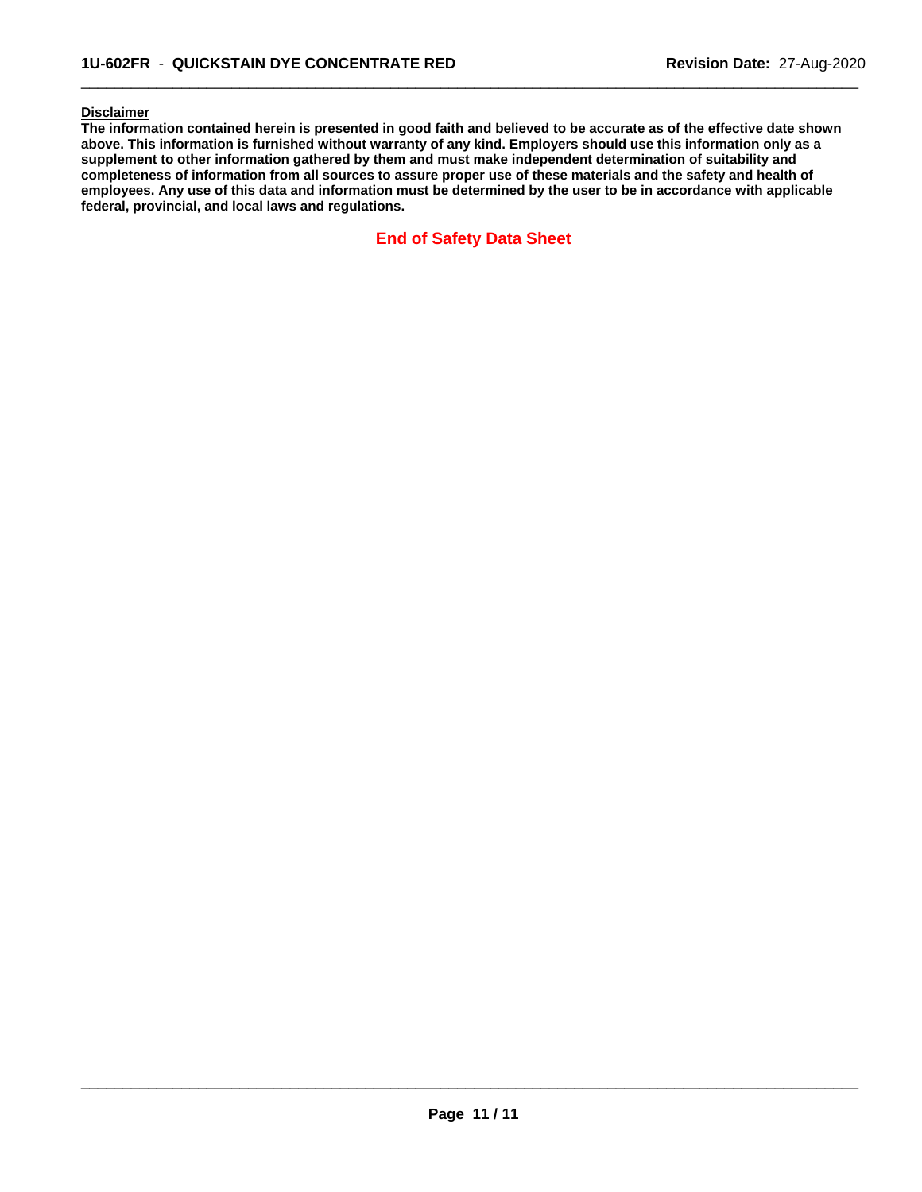**Disclaimer**

**The information contained herein is presented in good faith and believed to be accurate as of the effective date shown above. This information is furnished without warranty of any kind. Employers should use this information only as a supplement to other information gathered by them and must make independent determination of suitability and completeness of information from all sources to assure proper use of these materials and the safety and health of employees. Any use of this data and information must be determined by the user to be in accordance with applicable federal, provincial, and local laws and regulations.**

**End of Safety Data Sheet**